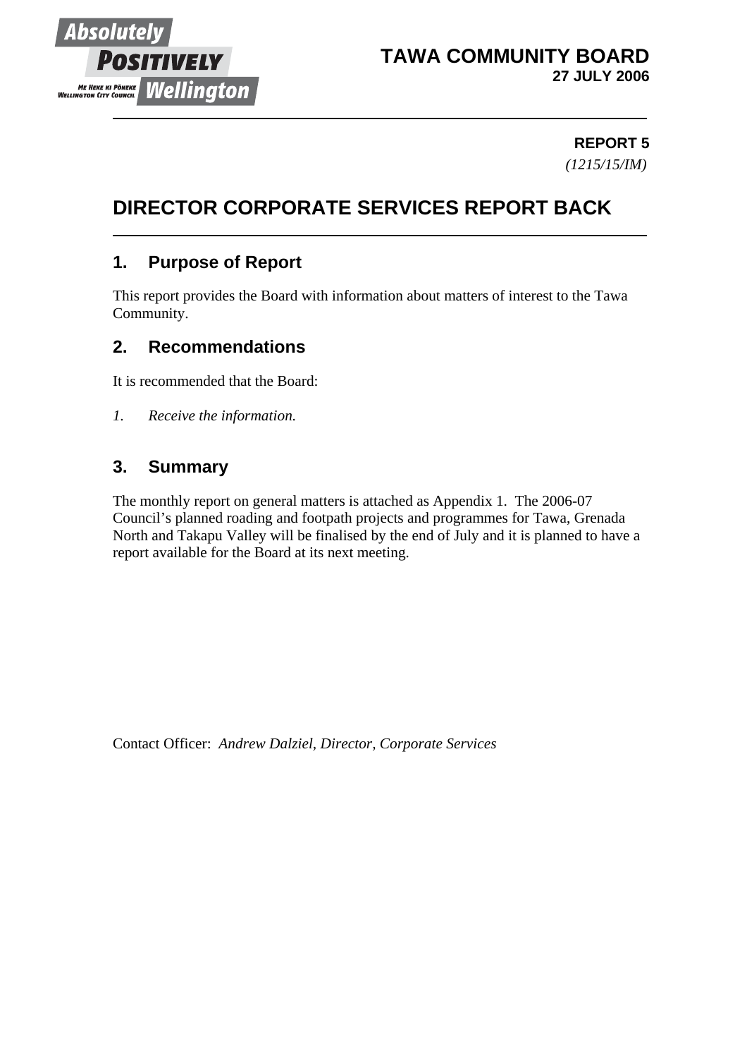**TAWA COMMUNITY BOARD**
**27 JULY 2006**

**REPORT 5**
*(1215/15/IM)*

# DIRECTOR CORPORATE SERVICES REPORT BACK

## 1. Purpose of Report

This report provides the Board with information about matters of interest to the Tawa Community.

## 2. Recommendations

It is recommended that the Board:

*1. Receive the information.*

## 3. Summary

The monthly report on general matters is attached as Appendix 1. The 2006-07 Council's planned roading and footpath projects and programmes for Tawa, Grenada North and Takapu Valley will be finalised by the end of July and it is planned to have a report available for the Board at its next meeting.

Contact Officer: *Andrew Dalziel, Director, Corporate Services*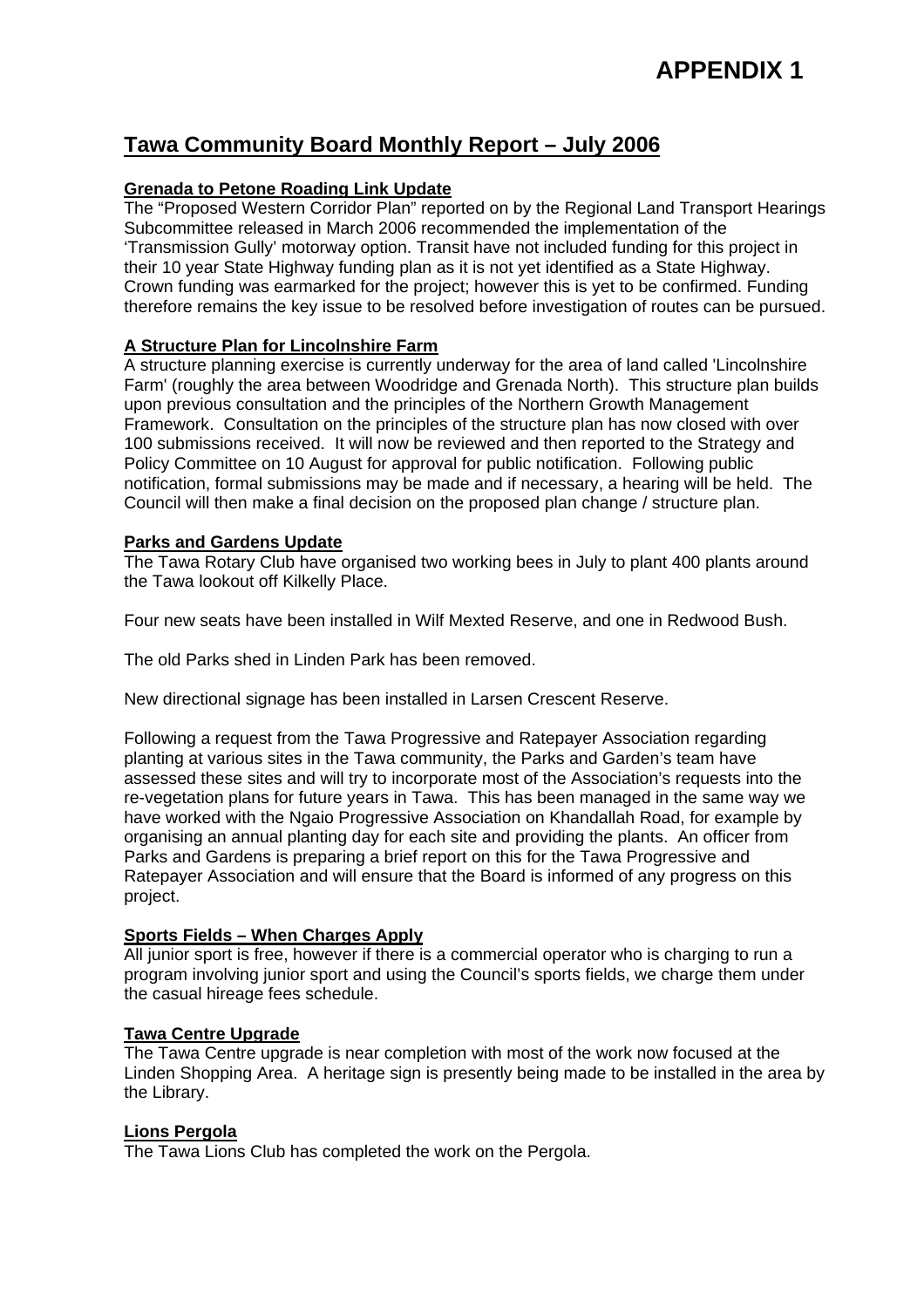# APPENDIX 1

## Tawa Community Board Monthly Report – July 2006

### Grenada to Petone Roading Link Update

The "Proposed Western Corridor Plan" reported on by the Regional Land Transport Hearings Subcommittee released in March 2006 recommended the implementation of the 'Transmission Gully' motorway option. Transit have not included funding for this project in their 10 year State Highway funding plan as it is not yet identified as a State Highway. Crown funding was earmarked for the project; however this is yet to be confirmed. Funding therefore remains the key issue to be resolved before investigation of routes can be pursued.

### A Structure Plan for Lincolnshire Farm

A structure planning exercise is currently underway for the area of land called 'Lincolnshire Farm' (roughly the area between Woodridge and Grenada North). This structure plan builds upon previous consultation and the principles of the Northern Growth Management Framework. Consultation on the principles of the structure plan has now closed with over 100 submissions received. It will now be reviewed and then reported to the Strategy and Policy Committee on 10 August for approval for public notification. Following public notification, formal submissions may be made and if necessary, a hearing will be held. The Council will then make a final decision on the proposed plan change / structure plan.

### Parks and Gardens Update

The Tawa Rotary Club have organised two working bees in July to plant 400 plants around the Tawa lookout off Kilkelly Place.

Four new seats have been installed in Wilf Mexted Reserve, and one in Redwood Bush.

The old Parks shed in Linden Park has been removed.

New directional signage has been installed in Larsen Crescent Reserve.

Following a request from the Tawa Progressive and Ratepayer Association regarding planting at various sites in the Tawa community, the Parks and Garden's team have assessed these sites and will try to incorporate most of the Association's requests into the re-vegetation plans for future years in Tawa. This has been managed in the same way we have worked with the Ngaio Progressive Association on Khandallah Road, for example by organising an annual planting day for each site and providing the plants. An officer from Parks and Gardens is preparing a brief report on this for the Tawa Progressive and Ratepayer Association and will ensure that the Board is informed of any progress on this project.

### Sports Fields – When Charges Apply

All junior sport is free, however if there is a commercial operator who is charging to run a program involving junior sport and using the Council's sports fields, we charge them under the casual hireage fees schedule.

### Tawa Centre Upgrade

The Tawa Centre upgrade is near completion with most of the work now focused at the Linden Shopping Area. A heritage sign is presently being made to be installed in the area by the Library.

### Lions Pergola

The Tawa Lions Club has completed the work on the Pergola.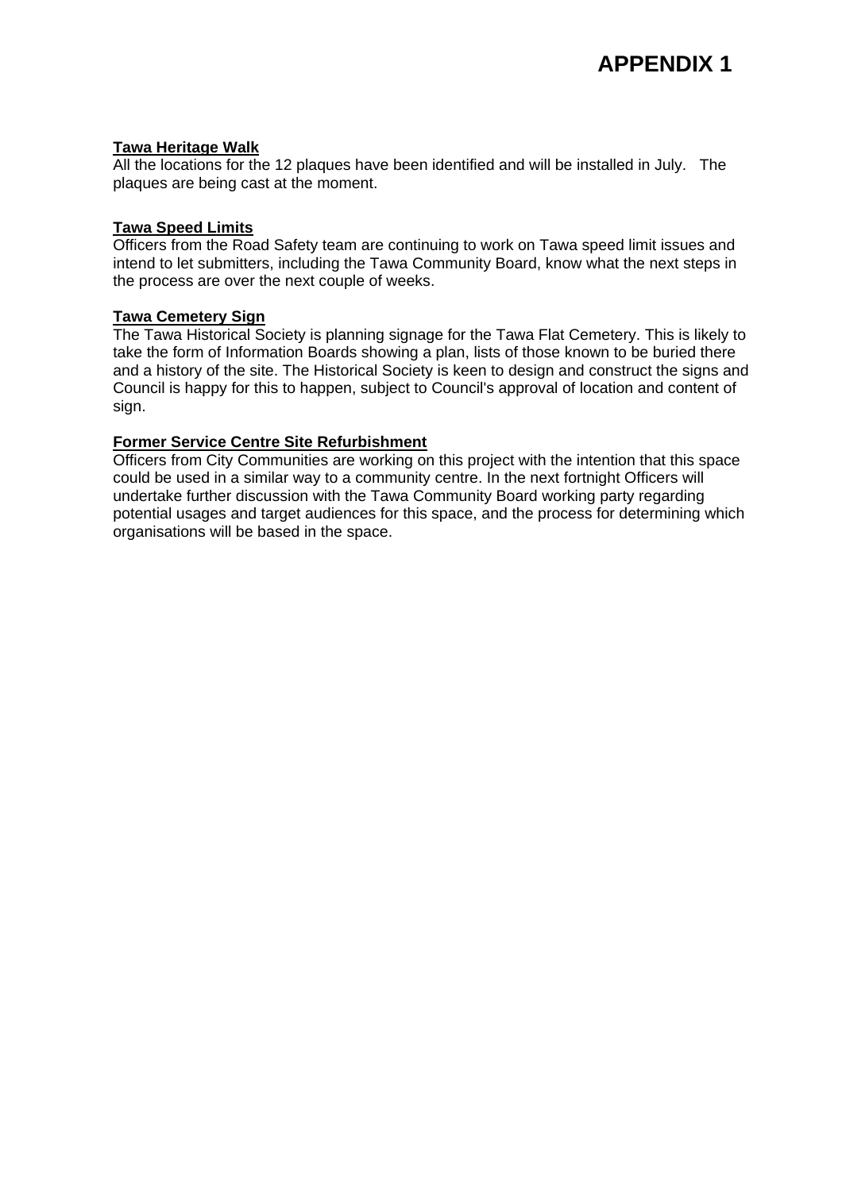# APPENDIX 1

**Tawa Heritage Walk**

All the locations for the 12 plaques have been identified and will be installed in July. The plaques are being cast at the moment.

**Tawa Speed Limits**

Officers from the Road Safety team are continuing to work on Tawa speed limit issues and intend to let submitters, including the Tawa Community Board, know what the next steps in the process are over the next couple of weeks.

**Tawa Cemetery Sign**

The Tawa Historical Society is planning signage for the Tawa Flat Cemetery. This is likely to take the form of Information Boards showing a plan, lists of those known to be buried there and a history of the site. The Historical Society is keen to design and construct the signs and Council is happy for this to happen, subject to Council's approval of location and content of sign.

**Former Service Centre Site Refurbishment**

Officers from City Communities are working on this project with the intention that this space could be used in a similar way to a community centre. In the next fortnight Officers will undertake further discussion with the Tawa Community Board working party regarding potential usages and target audiences for this space, and the process for determining which organisations will be based in the space.